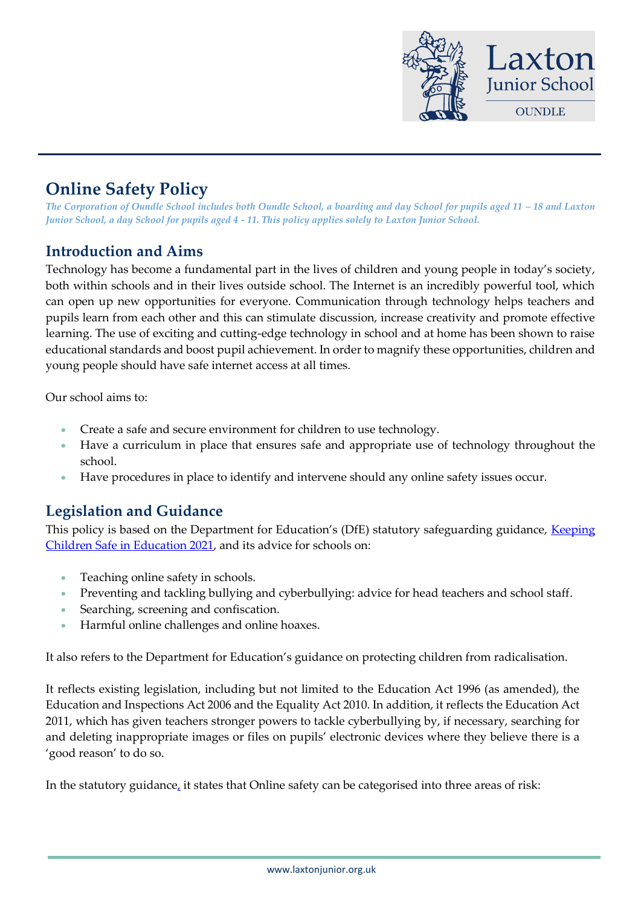# Online Safety Policy

*The Corporation of Oundle School includes both Oundle School, a boarding and day School for pupils aged 11 – 18 and Laxton Junior School, a day School for pupils aged 4 - 11. This policy applies solely to Laxton Junior School.*

## Introduction and Aims

Technology has become a fundamental part in the lives of children and young people in today's society, both within schools and in their lives outside school. The Internet is an incredibly powerful tool, which can open up new opportunities for everyone. Communication through technology helps teachers and pupils learn from each other and this can stimulate discussion, increase creativity and promote effective learning. The use of exciting and cutting-edge technology in school and at home has been shown to raise educational standards and boost pupil achievement. In order to magnify these opportunities, children and young people should have safe internet access at all times.

Our school aims to:

- Create a safe and secure environment for children to use technology.
- Have a curriculum in place that ensures safe and appropriate use of technology throughout the school.
- Have procedures in place to identify and intervene should any online safety issues occur.

## Legislation and Guidance

This policy is based on the Department for Education's (DfE) statutory safeguarding guidance, Keeping Children Safe in Education 2021, and its advice for schools on:

- Teaching online safety in schools.
- Preventing and tackling bullying and cyberbullying: advice for head teachers and school staff.
- Searching, screening and confiscation.
- Harmful online challenges and online hoaxes.

It also refers to the Department for Education's guidance on protecting children from radicalisation.

It reflects existing legislation, including but not limited to the Education Act 1996 (as amended), the Education and Inspections Act 2006 and the Equality Act 2010. In addition, it reflects the Education Act 2011, which has given teachers stronger powers to tackle cyberbullying by, if necessary, searching for and deleting inappropriate images or files on pupils' electronic devices where they believe there is a 'good reason' to do so.

In the statutory guidance, it states that Online safety can be categorised into three areas of risk: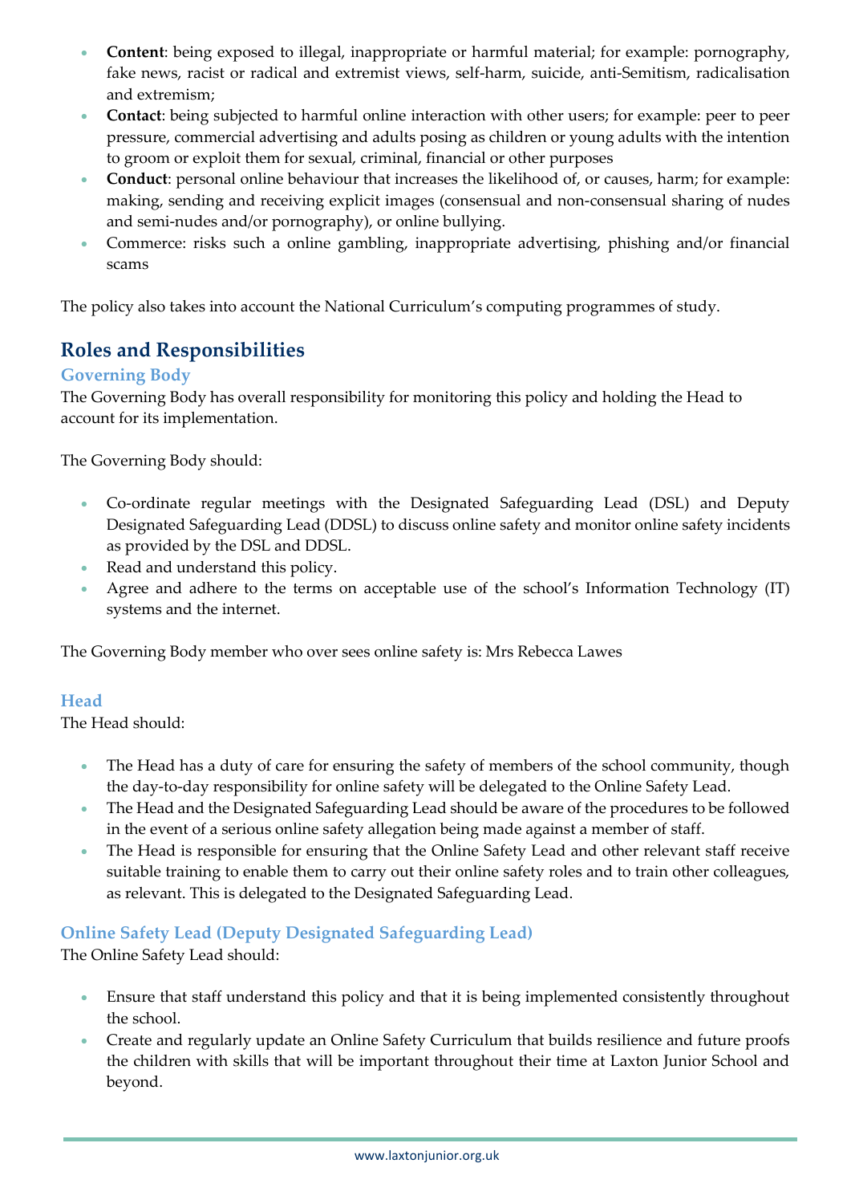- **Content**: being exposed to illegal, inappropriate or harmful material; for example: pornography, fake news, racist or radical and extremist views, self-harm, suicide, anti-Semitism, radicalisation and extremism;
- **Contact**: being subjected to harmful online interaction with other users; for example: peer to peer pressure, commercial advertising and adults posing as children or young adults with the intention to groom or exploit them for sexual, criminal, financial or other purposes
- **Conduct**: personal online behaviour that increases the likelihood of, or causes, harm; for example: making, sending and receiving explicit images (consensual and non-consensual sharing of nudes and semi-nudes and/or pornography), or online bullying.
- Commerce: risks such a online gambling, inappropriate advertising, phishing and/or financial scams

The policy also takes into account the National Curriculum's computing programmes of study.

## Roles and Responsibilities

### Governing Body

The Governing Body has overall responsibility for monitoring this policy and holding the Head to account for its implementation.

The Governing Body should:

- Co-ordinate regular meetings with the Designated Safeguarding Lead (DSL) and Deputy Designated Safeguarding Lead (DDSL) to discuss online safety and monitor online safety incidents as provided by the DSL and DDSL.
- Read and understand this policy.
- Agree and adhere to the terms on acceptable use of the school's Information Technology (IT) systems and the internet.

The Governing Body member who over sees online safety is: Mrs Rebecca Lawes

### Head

The Head should:

- The Head has a duty of care for ensuring the safety of members of the school community, though the day-to-day responsibility for online safety will be delegated to the Online Safety Lead.
- The Head and the Designated Safeguarding Lead should be aware of the procedures to be followed in the event of a serious online safety allegation being made against a member of staff.
- The Head is responsible for ensuring that the Online Safety Lead and other relevant staff receive suitable training to enable them to carry out their online safety roles and to train other colleagues, as relevant. This is delegated to the Designated Safeguarding Lead.

### Online Safety Lead (Deputy Designated Safeguarding Lead)

The Online Safety Lead should:

- Ensure that staff understand this policy and that it is being implemented consistently throughout the school.
- Create and regularly update an Online Safety Curriculum that builds resilience and future proofs the children with skills that will be important throughout their time at Laxton Junior School and beyond.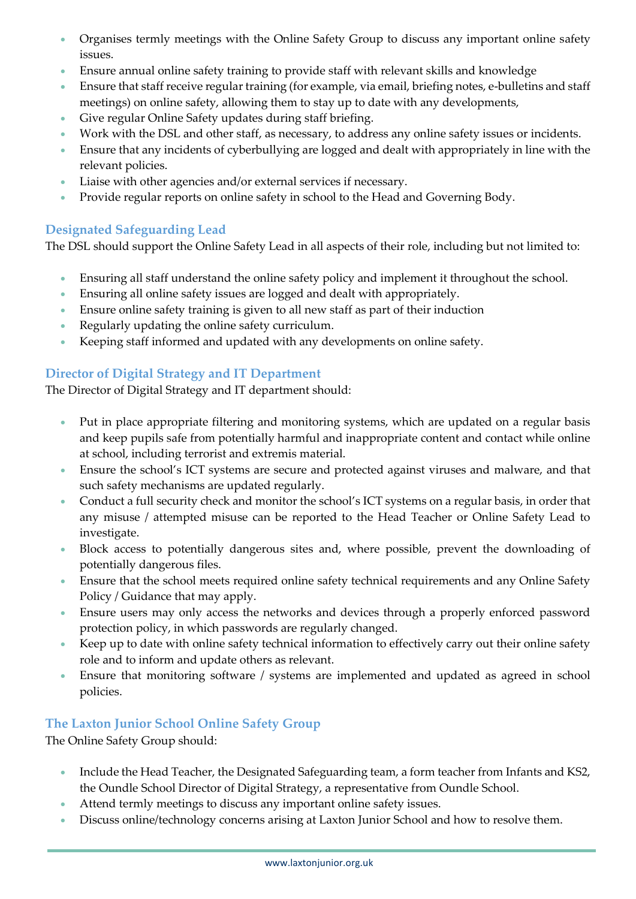- Organises termly meetings with the Online Safety Group to discuss any important online safety issues.
- Ensure annual online safety training to provide staff with relevant skills and knowledge
- Ensure that staff receive regular training (for example, via email, briefing notes, e-bulletins and staff meetings) on online safety, allowing them to stay up to date with any developments,
- Give regular Online Safety updates during staff briefing.
- Work with the DSL and other staff, as necessary, to address any online safety issues or incidents.
- Ensure that any incidents of cyberbullying are logged and dealt with appropriately in line with the relevant policies.
- Liaise with other agencies and/or external services if necessary.
- Provide regular reports on online safety in school to the Head and Governing Body.

### Designated Safeguarding Lead

The DSL should support the Online Safety Lead in all aspects of their role, including but not limited to:

- Ensuring all staff understand the online safety policy and implement it throughout the school.
- Ensuring all online safety issues are logged and dealt with appropriately.
- Ensure online safety training is given to all new staff as part of their induction
- Regularly updating the online safety curriculum.
- Keeping staff informed and updated with any developments on online safety.

### Director of Digital Strategy and IT Department

The Director of Digital Strategy and IT department should:

- Put in place appropriate filtering and monitoring systems, which are updated on a regular basis and keep pupils safe from potentially harmful and inappropriate content and contact while online at school, including terrorist and extremis material.
- Ensure the school's ICT systems are secure and protected against viruses and malware, and that such safety mechanisms are updated regularly.
- Conduct a full security check and monitor the school's ICT systems on a regular basis, in order that any misuse / attempted misuse can be reported to the Head Teacher or Online Safety Lead to investigate.
- Block access to potentially dangerous sites and, where possible, prevent the downloading of potentially dangerous files.
- Ensure that the school meets required online safety technical requirements and any Online Safety Policy / Guidance that may apply.
- Ensure users may only access the networks and devices through a properly enforced password protection policy, in which passwords are regularly changed.
- Keep up to date with online safety technical information to effectively carry out their online safety role and to inform and update others as relevant.
- Ensure that monitoring software / systems are implemented and updated as agreed in school policies.

### The Laxton Junior School Online Safety Group

The Online Safety Group should:

- Include the Head Teacher, the Designated Safeguarding team, a form teacher from Infants and KS2, the Oundle School Director of Digital Strategy, a representative from Oundle School.
- Attend termly meetings to discuss any important online safety issues.
- Discuss online/technology concerns arising at Laxton Junior School and how to resolve them.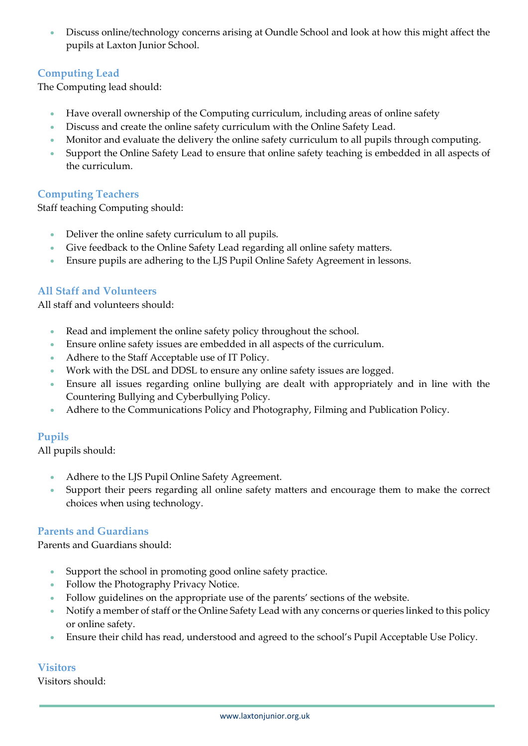- Discuss online/technology concerns arising at Oundle School and look at how this might affect the pupils at Laxton Junior School.

### Computing Lead

The Computing lead should:

- Have overall ownership of the Computing curriculum, including areas of online safety
- Discuss and create the online safety curriculum with the Online Safety Lead.
- Monitor and evaluate the delivery the online safety curriculum to all pupils through computing.
- Support the Online Safety Lead to ensure that online safety teaching is embedded in all aspects of the curriculum.

### Computing Teachers

Staff teaching Computing should:

- Deliver the online safety curriculum to all pupils.
- Give feedback to the Online Safety Lead regarding all online safety matters.
- Ensure pupils are adhering to the LJS Pupil Online Safety Agreement in lessons.

### All Staff and Volunteers

All staff and volunteers should:

- Read and implement the online safety policy throughout the school.
- Ensure online safety issues are embedded in all aspects of the curriculum.
- Adhere to the Staff Acceptable use of IT Policy.
- Work with the DSL and DDSL to ensure any online safety issues are logged.
- Ensure all issues regarding online bullying are dealt with appropriately and in line with the Countering Bullying and Cyberbullying Policy.
- Adhere to the Communications Policy and Photography, Filming and Publication Policy.

### Pupils

All pupils should:

- Adhere to the LJS Pupil Online Safety Agreement.
- Support their peers regarding all online safety matters and encourage them to make the correct choices when using technology.

### Parents and Guardians

Parents and Guardians should:

- Support the school in promoting good online safety practice.
- Follow the Photography Privacy Notice.
- Follow guidelines on the appropriate use of the parents' sections of the website.
- Notify a member of staff or the Online Safety Lead with any concerns or queries linked to this policy or online safety.
- Ensure their child has read, understood and agreed to the school's Pupil Acceptable Use Policy.

### Visitors

Visitors should: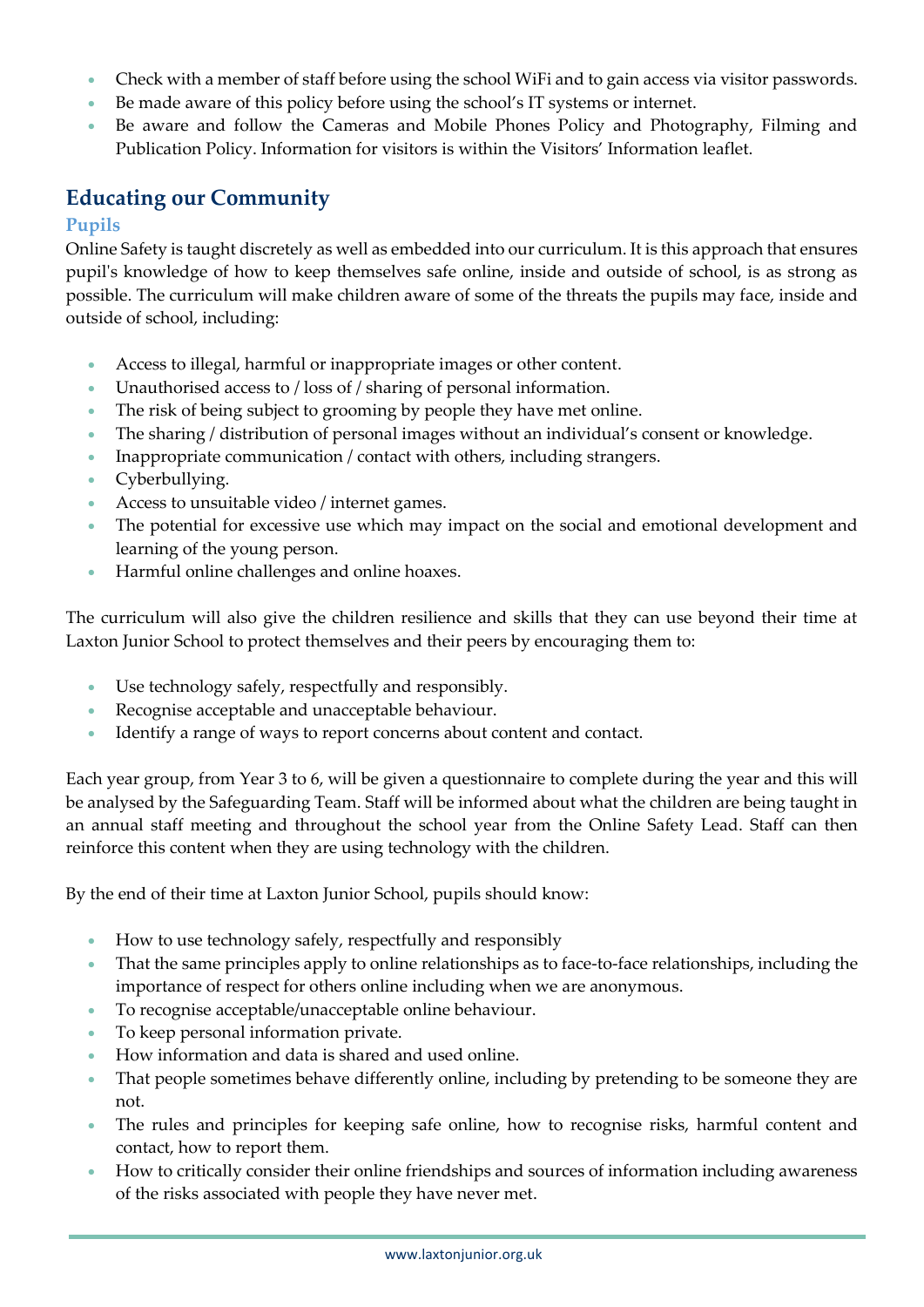- Check with a member of staff before using the school WiFi and to gain access via visitor passwords.
- Be made aware of this policy before using the school's IT systems or internet.
- Be aware and follow the Cameras and Mobile Phones Policy and Photography, Filming and Publication Policy. Information for visitors is within the Visitors' Information leaflet.

## Educating our Community

### Pupils

Online Safety is taught discretely as well as embedded into our curriculum. It is this approach that ensures pupil's knowledge of how to keep themselves safe online, inside and outside of school, is as strong as possible. The curriculum will make children aware of some of the threats the pupils may face, inside and outside of school, including:

- Access to illegal, harmful or inappropriate images or other content.
- Unauthorised access to / loss of / sharing of personal information.
- The risk of being subject to grooming by people they have met online.
- The sharing / distribution of personal images without an individual's consent or knowledge.
- Inappropriate communication / contact with others, including strangers.
- Cyberbullying.
- Access to unsuitable video / internet games.
- The potential for excessive use which may impact on the social and emotional development and learning of the young person.
- Harmful online challenges and online hoaxes.

The curriculum will also give the children resilience and skills that they can use beyond their time at Laxton Junior School to protect themselves and their peers by encouraging them to:

- Use technology safely, respectfully and responsibly.
- Recognise acceptable and unacceptable behaviour.
- Identify a range of ways to report concerns about content and contact.

Each year group, from Year 3 to 6, will be given a questionnaire to complete during the year and this will be analysed by the Safeguarding Team. Staff will be informed about what the children are being taught in an annual staff meeting and throughout the school year from the Online Safety Lead. Staff can then reinforce this content when they are using technology with the children.

By the end of their time at Laxton Junior School, pupils should know:

- How to use technology safely, respectfully and responsibly
- That the same principles apply to online relationships as to face-to-face relationships, including the importance of respect for others online including when we are anonymous.
- To recognise acceptable/unacceptable online behaviour.
- To keep personal information private.
- How information and data is shared and used online.
- That people sometimes behave differently online, including by pretending to be someone they are not.
- The rules and principles for keeping safe online, how to recognise risks, harmful content and contact, how to report them.
- How to critically consider their online friendships and sources of information including awareness of the risks associated with people they have never met.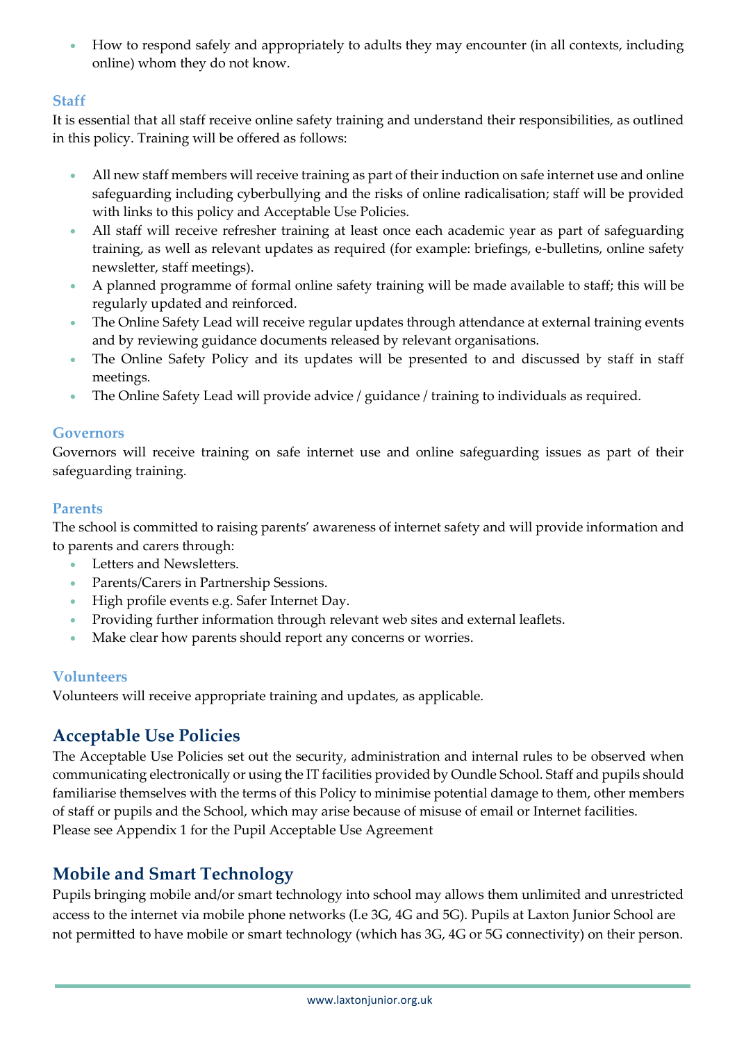- How to respond safely and appropriately to adults they may encounter (in all contexts, including online) whom they do not know.

### Staff

It is essential that all staff receive online safety training and understand their responsibilities, as outlined in this policy. Training will be offered as follows:

- All new staff members will receive training as part of their induction on safe internet use and online safeguarding including cyberbullying and the risks of online radicalisation; staff will be provided with links to this policy and Acceptable Use Policies.
- All staff will receive refresher training at least once each academic year as part of safeguarding training, as well as relevant updates as required (for example: briefings, e-bulletins, online safety newsletter, staff meetings).
- A planned programme of formal online safety training will be made available to staff; this will be regularly updated and reinforced.
- The Online Safety Lead will receive regular updates through attendance at external training events and by reviewing guidance documents released by relevant organisations.
- The Online Safety Policy and its updates will be presented to and discussed by staff in staff meetings.
- The Online Safety Lead will provide advice / guidance / training to individuals as required.

### Governors

Governors will receive training on safe internet use and online safeguarding issues as part of their safeguarding training.

### Parents

The school is committed to raising parents' awareness of internet safety and will provide information and to parents and carers through:

- Letters and Newsletters.
- Parents/Carers in Partnership Sessions.
- High profile events e.g. Safer Internet Day.
- Providing further information through relevant web sites and external leaflets.
- Make clear how parents should report any concerns or worries.

### Volunteers

Volunteers will receive appropriate training and updates, as applicable.

## Acceptable Use Policies

The Acceptable Use Policies set out the security, administration and internal rules to be observed when communicating electronically or using the IT facilities provided by Oundle School. Staff and pupils should familiarise themselves with the terms of this Policy to minimise potential damage to them, other members of staff or pupils and the School, which may arise because of misuse of email or Internet facilities.
Please see Appendix 1 for the Pupil Acceptable Use Agreement

## Mobile and Smart Technology

Pupils bringing mobile and/or smart technology into school may allows them unlimited and unrestricted access to the internet via mobile phone networks (I.e 3G, 4G and 5G). Pupils at Laxton Junior School are not permitted to have mobile or smart technology (which has 3G, 4G or 5G connectivity) on their person.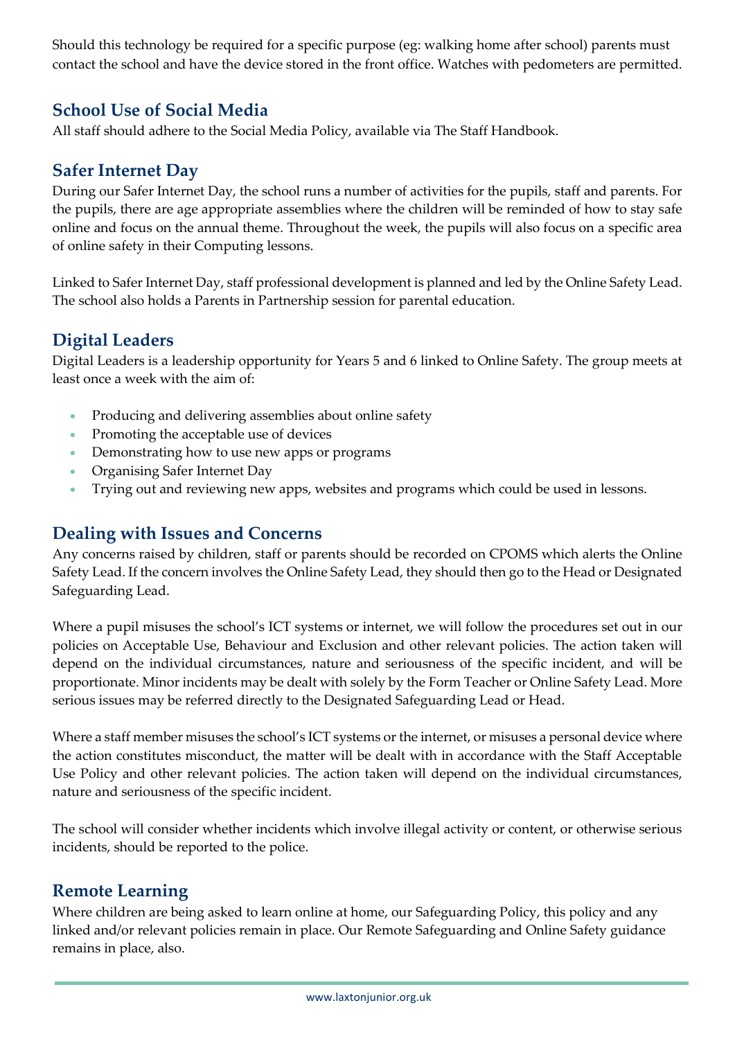Should this technology be required for a specific purpose (eg: walking home after school) parents must contact the school and have the device stored in the front office. Watches with pedometers are permitted.

## School Use of Social Media

All staff should adhere to the Social Media Policy, available via The Staff Handbook.

## Safer Internet Day

During our Safer Internet Day, the school runs a number of activities for the pupils, staff and parents. For the pupils, there are age appropriate assemblies where the children will be reminded of how to stay safe online and focus on the annual theme. Throughout the week, the pupils will also focus on a specific area of online safety in their Computing lessons.

Linked to Safer Internet Day, staff professional development is planned and led by the Online Safety Lead. The school also holds a Parents in Partnership session for parental education.

## Digital Leaders

Digital Leaders is a leadership opportunity for Years 5 and 6 linked to Online Safety. The group meets at least once a week with the aim of:

- Producing and delivering assemblies about online safety
- Promoting the acceptable use of devices
- Demonstrating how to use new apps or programs
- Organising Safer Internet Day
- Trying out and reviewing new apps, websites and programs which could be used in lessons.

## Dealing with Issues and Concerns

Any concerns raised by children, staff or parents should be recorded on CPOMS which alerts the Online Safety Lead. If the concern involves the Online Safety Lead, they should then go to the Head or Designated Safeguarding Lead.

Where a pupil misuses the school's ICT systems or internet, we will follow the procedures set out in our policies on Acceptable Use, Behaviour and Exclusion and other relevant policies. The action taken will depend on the individual circumstances, nature and seriousness of the specific incident, and will be proportionate. Minor incidents may be dealt with solely by the Form Teacher or Online Safety Lead. More serious issues may be referred directly to the Designated Safeguarding Lead or Head.

Where a staff member misuses the school's ICT systems or the internet, or misuses a personal device where the action constitutes misconduct, the matter will be dealt with in accordance with the Staff Acceptable Use Policy and other relevant policies. The action taken will depend on the individual circumstances, nature and seriousness of the specific incident.

The school will consider whether incidents which involve illegal activity or content, or otherwise serious incidents, should be reported to the police.

## Remote Learning

Where children are being asked to learn online at home, our Safeguarding Policy, this policy and any linked and/or relevant policies remain in place. Our Remote Safeguarding and Online Safety guidance remains in place, also.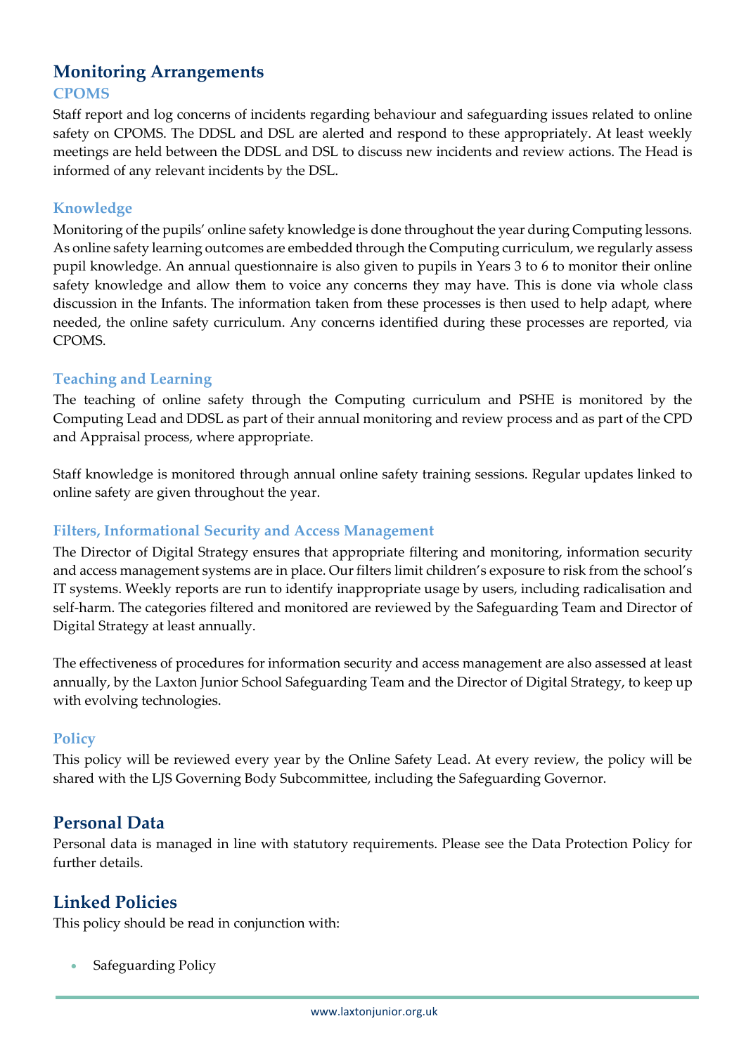## Monitoring Arrangements

### CPOMS

Staff report and log concerns of incidents regarding behaviour and safeguarding issues related to online safety on CPOMS. The DDSL and DSL are alerted and respond to these appropriately. At least weekly meetings are held between the DDSL and DSL to discuss new incidents and review actions. The Head is informed of any relevant incidents by the DSL.

### Knowledge

Monitoring of the pupils' online safety knowledge is done throughout the year during Computing lessons. As online safety learning outcomes are embedded through the Computing curriculum, we regularly assess pupil knowledge. An annual questionnaire is also given to pupils in Years 3 to 6 to monitor their online safety knowledge and allow them to voice any concerns they may have. This is done via whole class discussion in the Infants. The information taken from these processes is then used to help adapt, where needed, the online safety curriculum. Any concerns identified during these processes are reported, via CPOMS.

### Teaching and Learning

The teaching of online safety through the Computing curriculum and PSHE is monitored by the Computing Lead and DDSL as part of their annual monitoring and review process and as part of the CPD and Appraisal process, where appropriate.

Staff knowledge is monitored through annual online safety training sessions. Regular updates linked to online safety are given throughout the year.

### Filters, Informational Security and Access Management

The Director of Digital Strategy ensures that appropriate filtering and monitoring, information security and access management systems are in place. Our filters limit children's exposure to risk from the school's IT systems. Weekly reports are run to identify inappropriate usage by users, including radicalisation and self-harm. The categories filtered and monitored are reviewed by the Safeguarding Team and Director of Digital Strategy at least annually.

The effectiveness of procedures for information security and access management are also assessed at least annually, by the Laxton Junior School Safeguarding Team and the Director of Digital Strategy, to keep up with evolving technologies.

### Policy

This policy will be reviewed every year by the Online Safety Lead. At every review, the policy will be shared with the LJS Governing Body Subcommittee, including the Safeguarding Governor.

## Personal Data

Personal data is managed in line with statutory requirements. Please see the Data Protection Policy for further details.

## Linked Policies

This policy should be read in conjunction with:

- Safeguarding Policy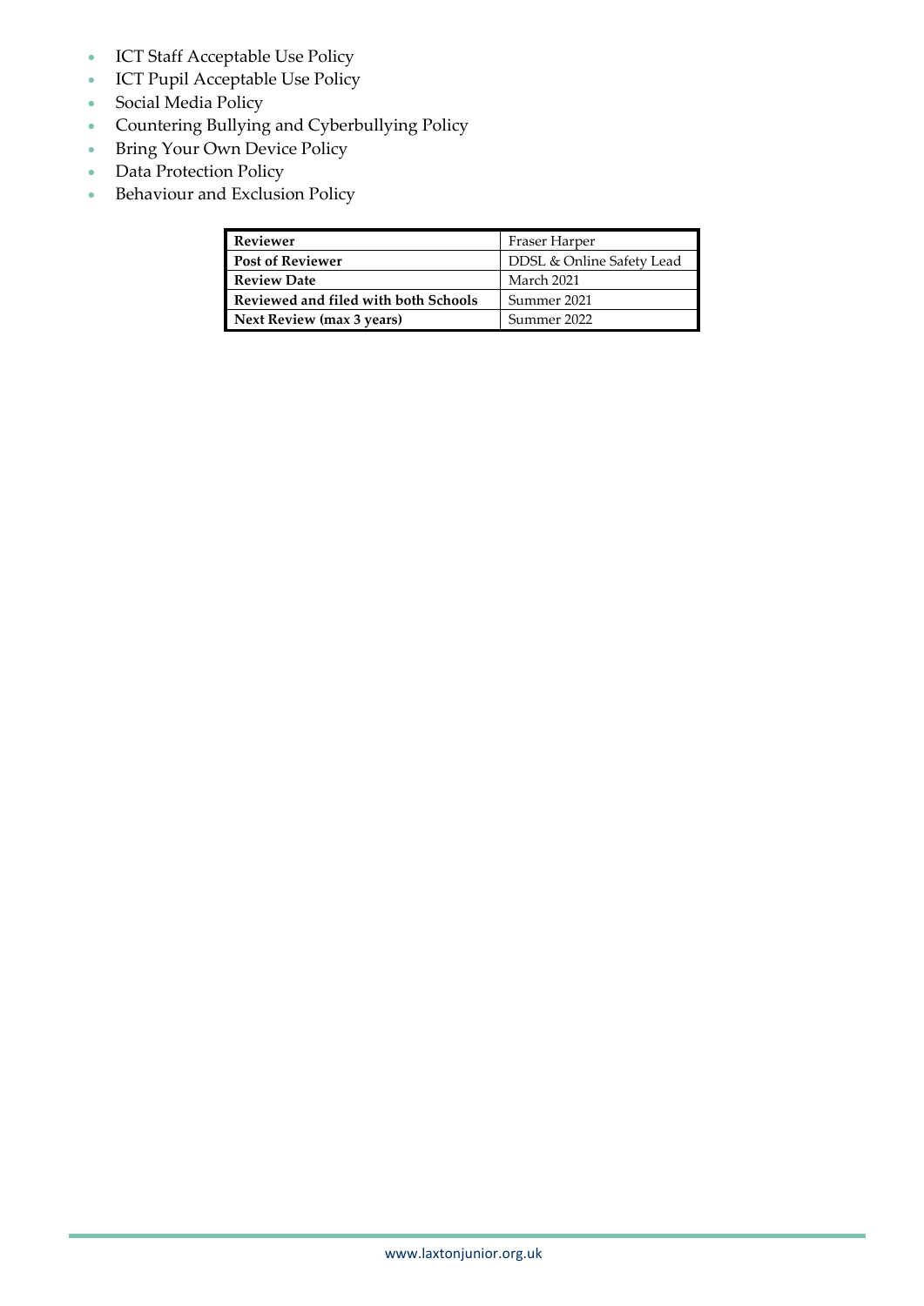- ICT Staff Acceptable Use Policy
- ICT Pupil Acceptable Use Policy
- Social Media Policy
- Countering Bullying and Cyberbullying Policy
- Bring Your Own Device Policy
- Data Protection Policy
- Behaviour and Exclusion Policy

| **Reviewer** | Fraser Harper |
|---|---|
| **Post of Reviewer** | DDSL & Online Safety Lead |
| **Review Date** | March 2021 |
| **Reviewed and filed with both Schools** | Summer 2021 |
| **Next Review (max 3 years)** | Summer 2022 |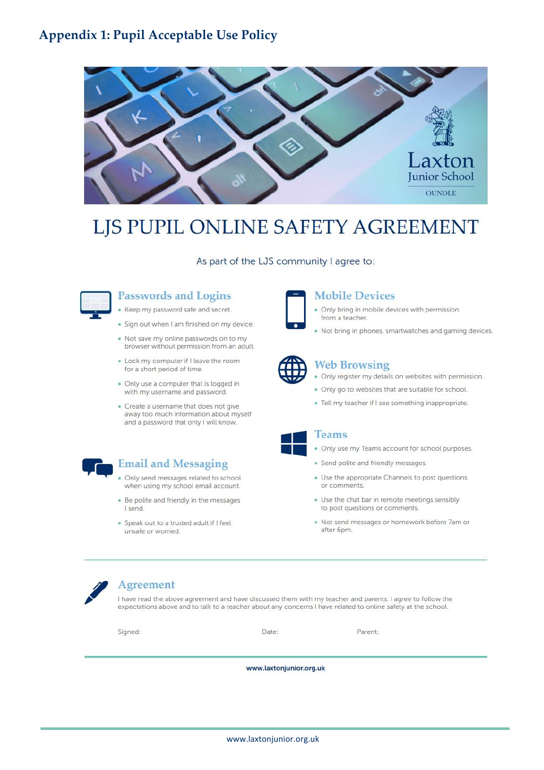# Appendix 1: Pupil Acceptable Use Policy

Laxton Junior School
OUNDLE

## LJS PUPIL ONLINE SAFETY AGREEMENT

As part of the LJS community I agree to:

### Passwords and Logins

- Keep my password safe and secret.
- Sign out when I am finished on my device.
- Not save my online passwords on to my browser without permission from an adult.
- Lock my computer if I leave the room for a short period of time.
- Only use a computer that is logged in with my username and password.
- Create a username that does not give away too much information about myself and a password that only I will know.

### Email and Messaging

- Only send messages related to school when using my school email account.
- Be polite and friendly in the messages I send.
- Speak out to a trusted adult if I feel unsafe or worried.

### Mobile Devices

- Only bring in mobile devices with permission from a teacher.
- Not bring in phones, smartwatches and gaming devices.

### Web Browsing

- Only register my details on websites with permission.
- Only go to websites that are suitable for school.
- Tell my teacher if I see something inappropriate.

### Teams

- Only use my Teams account for school purposes.
- Send polite and friendly messages.
- Use the appropriate Channels to post questions or comments.
- Use the chat bar in remote meetings sensibly to post questions or comments.
- Not send messages or homework before 7am or after 6pm.

### Agreement

I have read the above agreement and have discussed them with my teacher and parents. I agree to follow the expectations above and to talk to a teacher about any concerns I have related to online safety at the school.

Signed: Date: Parent:

www.laxtonjunior.org.uk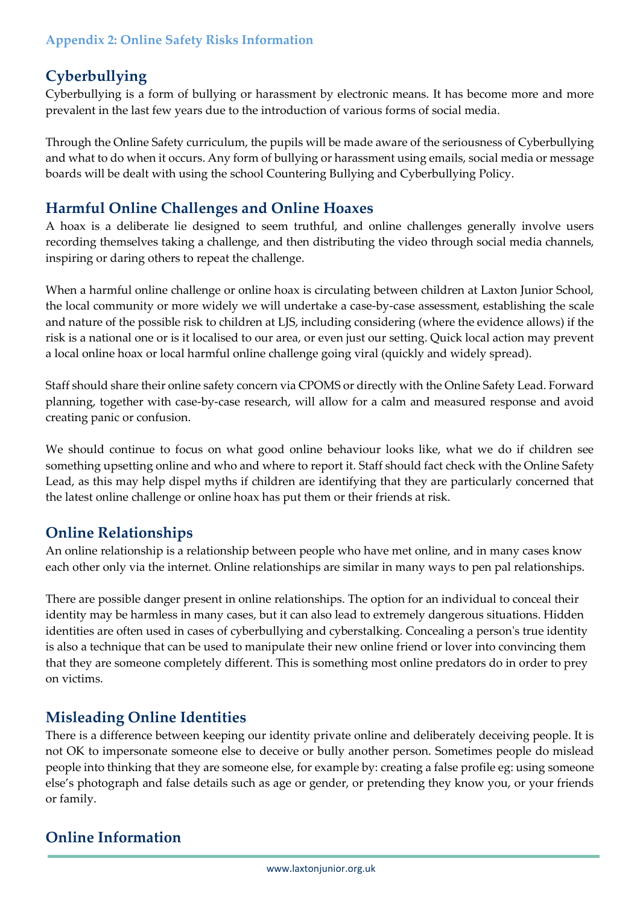### Appendix 2: Online Safety Risks Information

## Cyberbullying

Cyberbullying is a form of bullying or harassment by electronic means. It has become more and more prevalent in the last few years due to the introduction of various forms of social media.

Through the Online Safety curriculum, the pupils will be made aware of the seriousness of Cyberbullying and what to do when it occurs. Any form of bullying or harassment using emails, social media or message boards will be dealt with using the school Countering Bullying and Cyberbullying Policy.

## Harmful Online Challenges and Online Hoaxes

A hoax is a deliberate lie designed to seem truthful, and online challenges generally involve users recording themselves taking a challenge, and then distributing the video through social media channels, inspiring or daring others to repeat the challenge.

When a harmful online challenge or online hoax is circulating between children at Laxton Junior School, the local community or more widely we will undertake a case-by-case assessment, establishing the scale and nature of the possible risk to children at LJS, including considering (where the evidence allows) if the risk is a national one or is it localised to our area, or even just our setting. Quick local action may prevent a local online hoax or local harmful online challenge going viral (quickly and widely spread).

Staff should share their online safety concern via CPOMS or directly with the Online Safety Lead. Forward planning, together with case-by-case research, will allow for a calm and measured response and avoid creating panic or confusion.

We should continue to focus on what good online behaviour looks like, what we do if children see something upsetting online and who and where to report it. Staff should fact check with the Online Safety Lead, as this may help dispel myths if children are identifying that they are particularly concerned that the latest online challenge or online hoax has put them or their friends at risk.

## Online Relationships

An online relationship is a relationship between people who have met online, and in many cases know each other only via the internet. Online relationships are similar in many ways to pen pal relationships.

There are possible danger present in online relationships. The option for an individual to conceal their identity may be harmless in many cases, but it can also lead to extremely dangerous situations. Hidden identities are often used in cases of cyberbullying and cyberstalking. Concealing a person's true identity is also a technique that can be used to manipulate their new online friend or lover into convincing them that they are someone completely different. This is something most online predators do in order to prey on victims.

## Misleading Online Identities

There is a difference between keeping our identity private online and deliberately deceiving people. It is not OK to impersonate someone else to deceive or bully another person. Sometimes people do mislead people into thinking that they are someone else, for example by: creating a false profile eg: using someone else's photograph and false details such as age or gender, or pretending they know you, or your friends or family.

## Online Information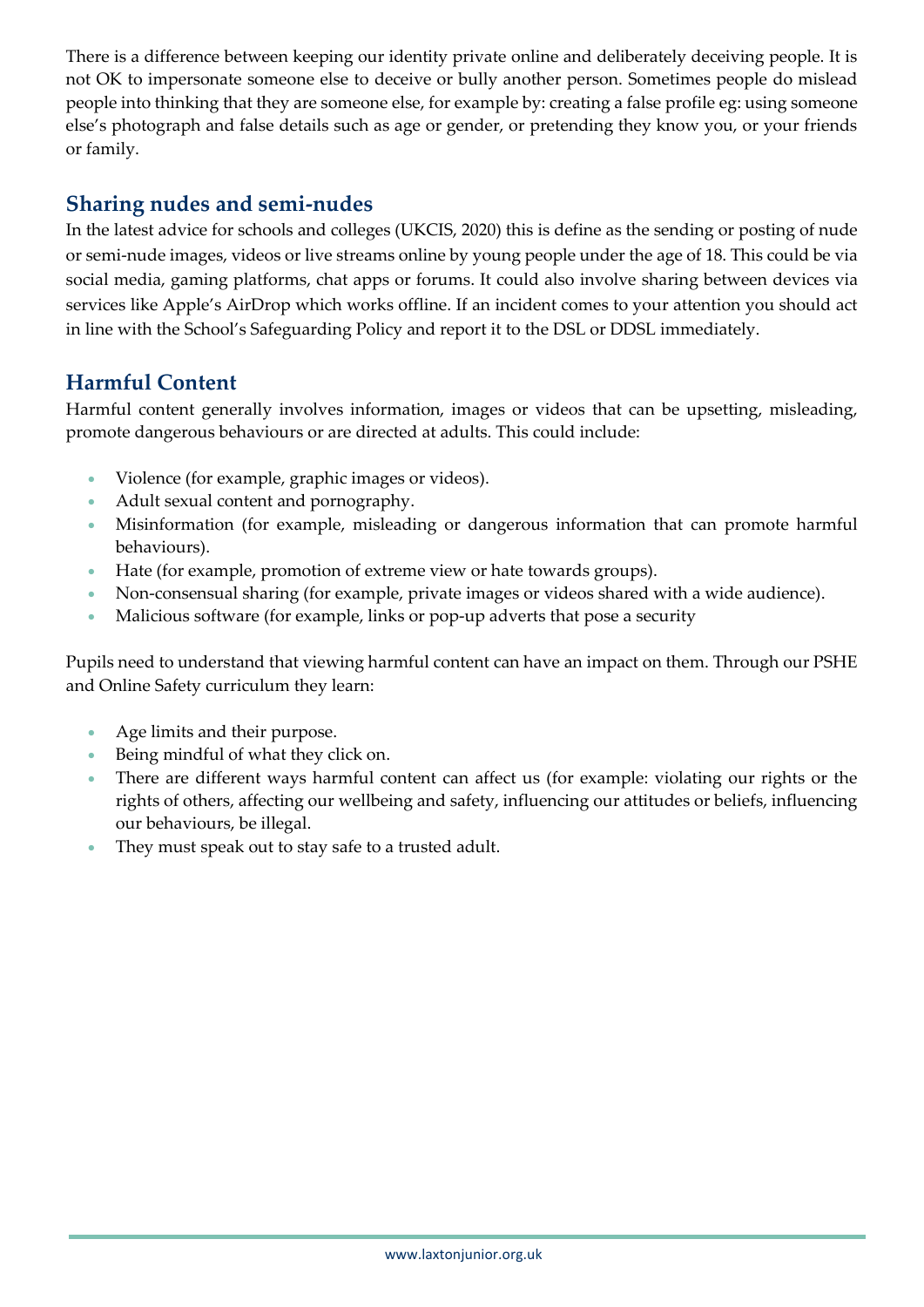There is a difference between keeping our identity private online and deliberately deceiving people. It is not OK to impersonate someone else to deceive or bully another person. Sometimes people do mislead people into thinking that they are someone else, for example by: creating a false profile eg: using someone else's photograph and false details such as age or gender, or pretending they know you, or your friends or family.

## Sharing nudes and semi-nudes

In the latest advice for schools and colleges (UKCIS, 2020) this is define as the sending or posting of nude or semi-nude images, videos or live streams online by young people under the age of 18. This could be via social media, gaming platforms, chat apps or forums. It could also involve sharing between devices via services like Apple's AirDrop which works offline. If an incident comes to your attention you should act in line with the School's Safeguarding Policy and report it to the DSL or DDSL immediately.

## Harmful Content

Harmful content generally involves information, images or videos that can be upsetting, misleading, promote dangerous behaviours or are directed at adults. This could include:

- Violence (for example, graphic images or videos).
- Adult sexual content and pornography.
- Misinformation (for example, misleading or dangerous information that can promote harmful behaviours).
- Hate (for example, promotion of extreme view or hate towards groups).
- Non-consensual sharing (for example, private images or videos shared with a wide audience).
- Malicious software (for example, links or pop-up adverts that pose a security

Pupils need to understand that viewing harmful content can have an impact on them. Through our PSHE and Online Safety curriculum they learn:

- Age limits and their purpose.
- Being mindful of what they click on.
- There are different ways harmful content can affect us (for example: violating our rights or the rights of others, affecting our wellbeing and safety, influencing our attitudes or beliefs, influencing our behaviours, be illegal.
- They must speak out to stay safe to a trusted adult.